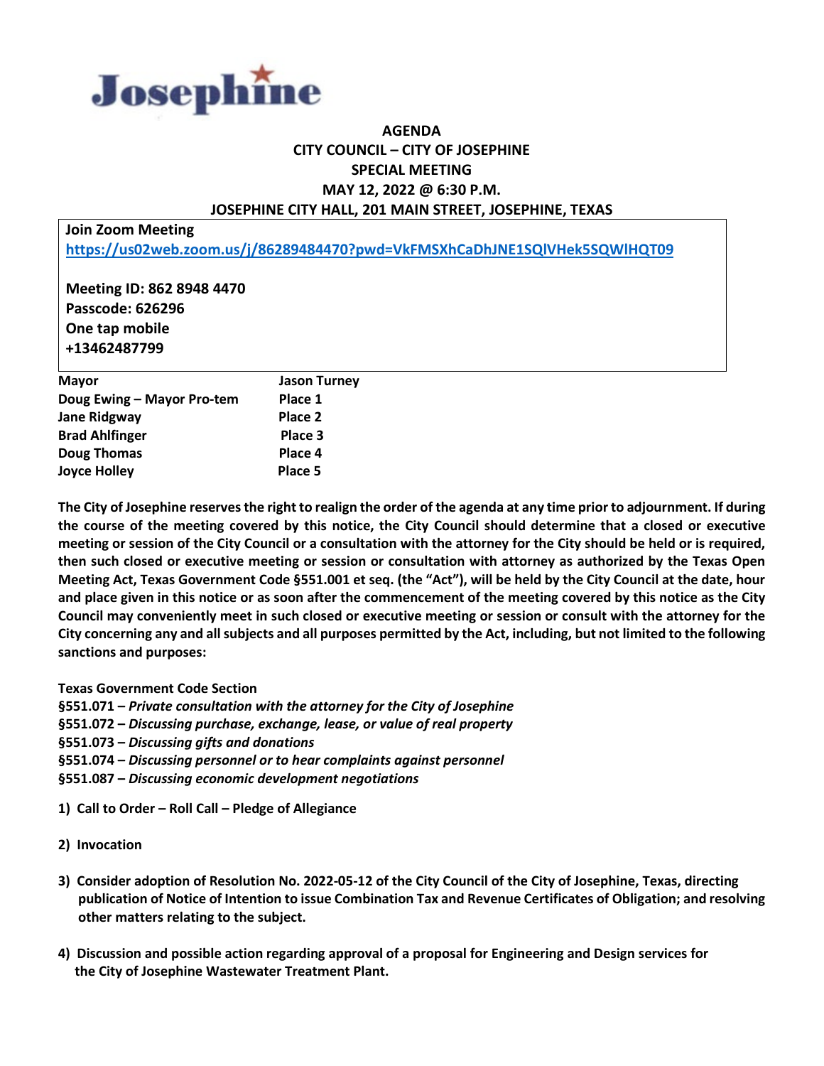# Josephine

**AGENDA**
**CITY COUNCIL – CITY OF JOSEPHINE**
**SPECIAL MEETING**
**MAY 12, 2022 @ 6:30 P.M.**
**JOSEPHINE CITY HALL, 201 MAIN STREET, JOSEPHINE, TEXAS**

**Join Zoom Meeting**
https://us02web.zoom.us/j/86289484470?pwd=VkFMSXhCaDhJNE1SQlVHek5SQWlHQT09

**Meeting ID: 862 8948 4470**
**Passcode: 626296**
**One tap mobile**
**+13462487799**

| | |
|---|---|
| **Mayor** | **Jason Turney** |
| **Doug Ewing – Mayor Pro-tem** | **Place 1** |
| **Jane Ridgway** | **Place 2** |
| **Brad Ahlfinger** | **Place 3** |
| **Doug Thomas** | **Place 4** |
| **Joyce Holley** | **Place 5** |

**The City of Josephine reserves the right to realign the order of the agenda at any time prior to adjournment. If during the course of the meeting covered by this notice, the City Council should determine that a closed or executive meeting or session of the City Council or a consultation with the attorney for the City should be held or is required, then such closed or executive meeting or session or consultation with attorney as authorized by the Texas Open Meeting Act, Texas Government Code §551.001 et seq. (the "Act"), will be held by the City Council at the date, hour and place given in this notice or as soon after the commencement of the meeting covered by this notice as the City Council may conveniently meet in such closed or executive meeting or session or consult with the attorney for the City concerning any and all subjects and all purposes permitted by the Act, including, but not limited to the following sanctions and purposes:**

**Texas Government Code Section**
**§551.071 –** ***Private consultation with the attorney for the City of Josephine***
**§551.072 –** ***Discussing purchase, exchange, lease, or value of real property***
**§551.073 –** ***Discussing gifts and donations***
**§551.074 –** ***Discussing personnel or to hear complaints against personnel***
**§551.087 –** ***Discussing economic development negotiations***

1) **Call to Order – Roll Call – Pledge of Allegiance**

2) **Invocation**

3) **Consider adoption of Resolution No. 2022-05-12 of the City Council of the City of Josephine, Texas, directing publication of Notice of Intention to issue Combination Tax and Revenue Certificates of Obligation; and resolving other matters relating to the subject.**

4) **Discussion and possible action regarding approval of a proposal for Engineering and Design services for the City of Josephine Wastewater Treatment Plant.**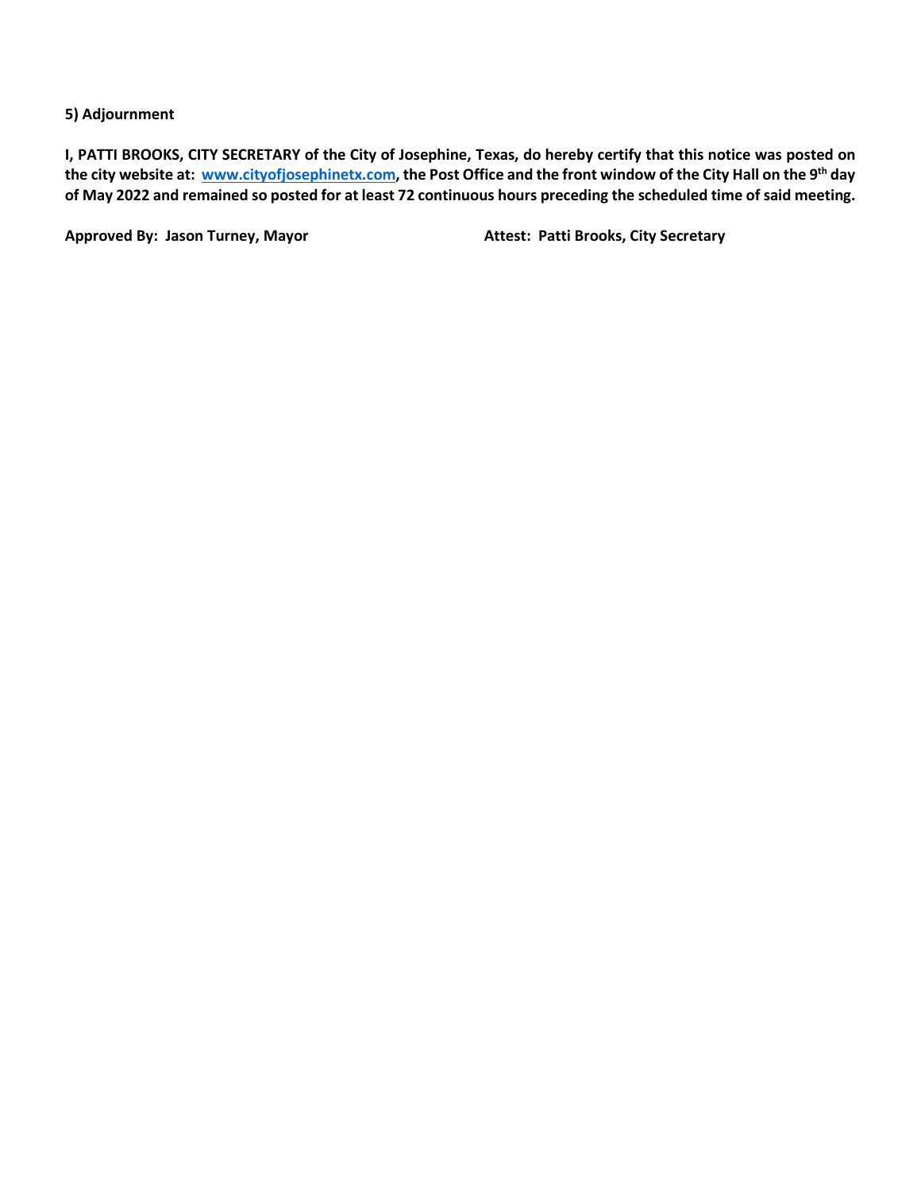**5) Adjournment**

**I, PATTI BROOKS, CITY SECRETARY of the City of Josephine, Texas, do hereby certify that this notice was posted on the city website at: [www.cityofjosephinetx.com](http://www.cityofjosephinetx.com), the Post Office and the front window of the City Hall on the 9th day of May 2022 and remained so posted for at least 72 continuous hours preceding the scheduled time of said meeting.**

**Approved By: Jason Turney, Mayor** **Attest: Patti Brooks, City Secretary**